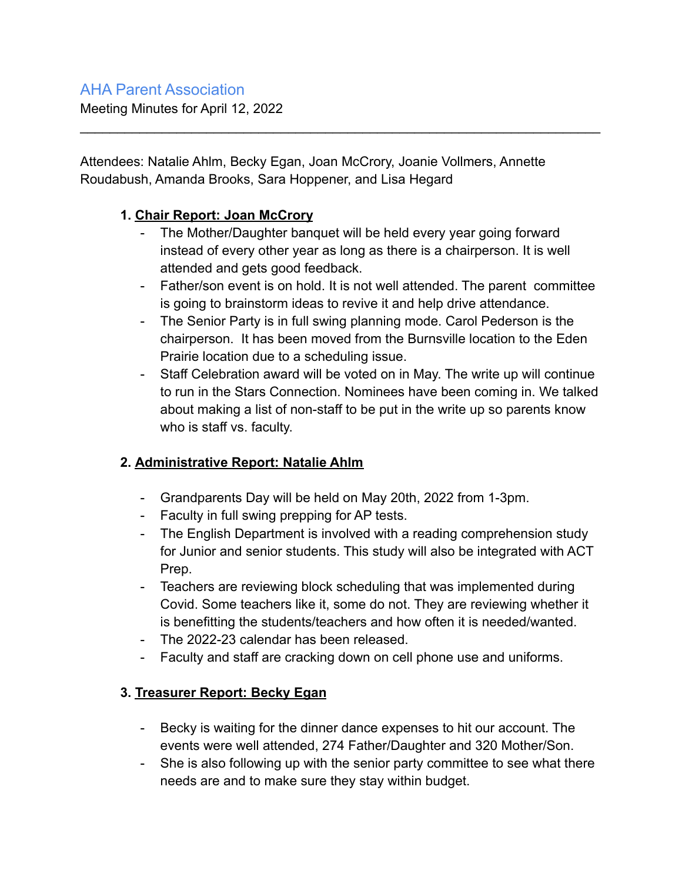## AHA Parent Association

Meeting Minutes for April 12, 2022

---

Attendees: Natalie Ahlm, Becky Egan, Joan McCrory, Joanie Vollmers, Annette Roudabush, Amanda Brooks, Sara Hoppener, and Lisa Hegard

1. **Chair Report: Joan McCrory**
   - The Mother/Daughter banquet will be held every year going forward instead of every other year as long as there is a chairperson. It is well attended and gets good feedback.
   - Father/son event is on hold. It is not well attended. The parent committee is going to brainstorm ideas to revive it and help drive attendance.
   - The Senior Party is in full swing planning mode. Carol Pederson is the chairperson. It has been moved from the Burnsville location to the Eden Prairie location due to a scheduling issue.
   - Staff Celebration award will be voted on in May. The write up will continue to run in the Stars Connection. Nominees have been coming in. We talked about making a list of non-staff to be put in the write up so parents know who is staff vs. faculty.

2. **Administrative Report: Natalie Ahlm**
   - Grandparents Day will be held on May 20th, 2022 from 1-3pm.
   - Faculty in full swing prepping for AP tests.
   - The English Department is involved with a reading comprehension study for Junior and senior students. This study will also be integrated with ACT Prep.
   - Teachers are reviewing block scheduling that was implemented during Covid. Some teachers like it, some do not. They are reviewing whether it is benefitting the students/teachers and how often it is needed/wanted.
   - The 2022-23 calendar has been released.
   - Faculty and staff are cracking down on cell phone use and uniforms.

3. **Treasurer Report: Becky Egan**
   - Becky is waiting for the dinner dance expenses to hit our account. The events were well attended, 274 Father/Daughter and 320 Mother/Son.
   - She is also following up with the senior party committee to see what there needs are and to make sure they stay within budget.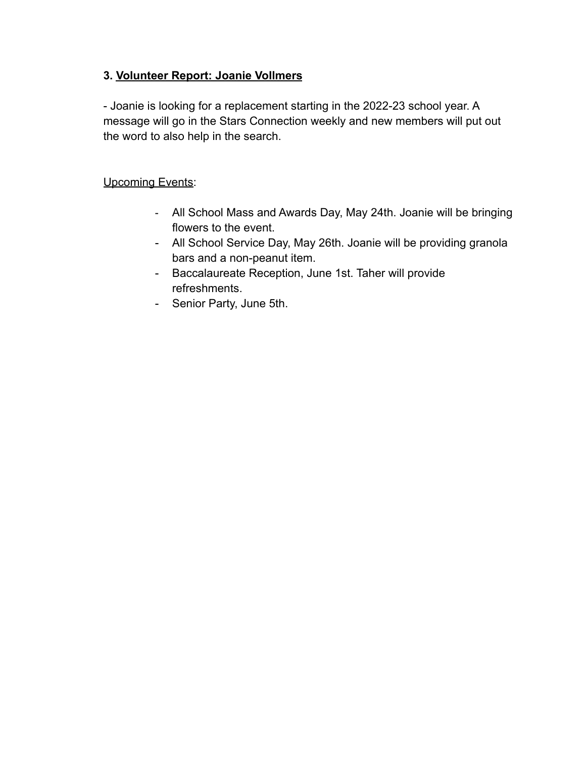**3. <u>Volunteer Report: Joanie Vollmers</u>**

- Joanie is looking for a replacement starting in the 2022-23 school year. A message will go in the Stars Connection weekly and new members will put out the word to also help in the search.

<u>Upcoming Events</u>:

- All School Mass and Awards Day, May 24th. Joanie will be bringing flowers to the event.
- All School Service Day, May 26th. Joanie will be providing granola bars and a non-peanut item.
- Baccalaureate Reception, June 1st. Taher will provide refreshments.
- Senior Party, June 5th.